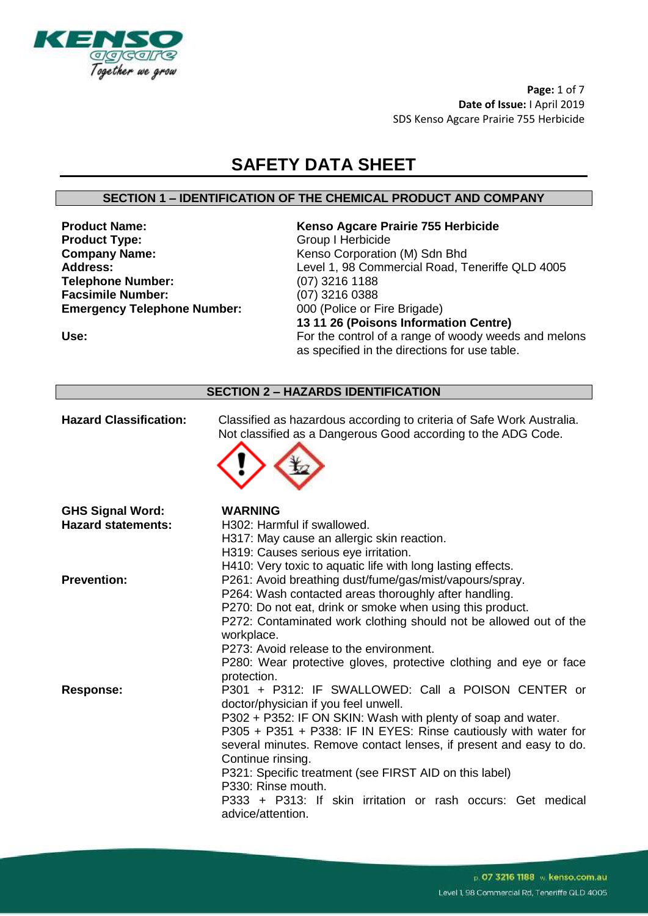# SAFETY DATA SHEET

## SECTION 1 – IDENTIFICATION OF THE CHEMICAL PRODUCT AND COMPANY

| | |
|---|---|
| **Product Name:** | **Kenso Agcare Prairie 755 Herbicide** |
| **Product Type:** | Group I Herbicide |
| **Company Name:** | Kenso Corporation (M) Sdn Bhd |
| **Address:** | Level 1, 98 Commercial Road, Teneriffe QLD 4005 |
| **Telephone Number:** | (07) 3216 1188 |
| **Facsimile Number:** | (07) 3216 0388 |
| **Emergency Telephone Number:** | 000 (Police or Fire Brigade)<br>**13 11 26 (Poisons Information Centre)** |
| **Use:** | For the control of a range of woody weeds and melons as specified in the directions for use table. |

## SECTION 2 – HAZARDS IDENTIFICATION

**Hazard Classification:** Classified as hazardous according to criteria of Safe Work Australia. Not classified as a Dangerous Good according to the ADG Code.

**GHS Signal Word:** **WARNING**

**Hazard statements:**
H302: Harmful if swallowed.
H317: May cause an allergic skin reaction.
H319: Causes serious eye irritation.
H410: Very toxic to aquatic life with long lasting effects.

**Prevention:**
P261: Avoid breathing dust/fume/gas/mist/vapours/spray.
P264: Wash contacted areas thoroughly after handling.
P270: Do not eat, drink or smoke when using this product.
P272: Contaminated work clothing should not be allowed out of the workplace.
P273: Avoid release to the environment.
P280: Wear protective gloves, protective clothing and eye or face protection.

**Response:**
P301 + P312: IF SWALLOWED: Call a POISON CENTER or doctor/physician if you feel unwell.
P302 + P352: IF ON SKIN: Wash with plenty of soap and water.
P305 + P351 + P338: IF IN EYES: Rinse cautiously with water for several minutes. Remove contact lenses, if present and easy to do. Continue rinsing.
P321: Specific treatment (see FIRST AID on this label)
P330: Rinse mouth.
P333 + P313: If skin irritation or rash occurs: Get medical advice/attention.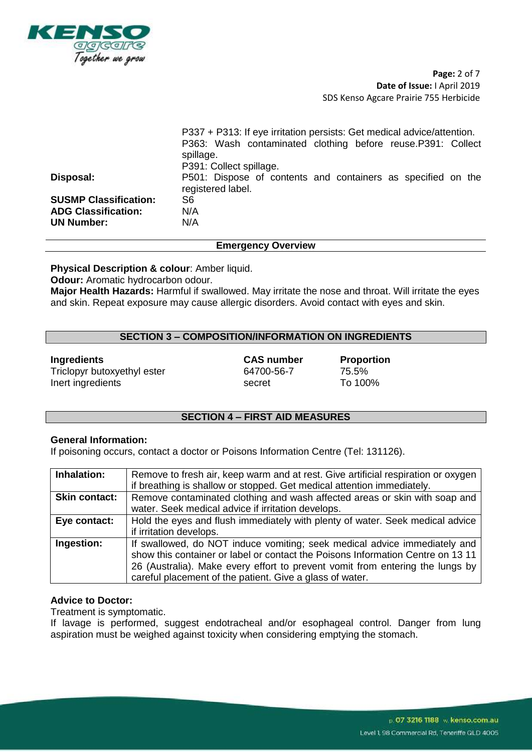| | |
|---|---|
| | P337 + P313: If eye irritation persists: Get medical advice/attention. P363: Wash contaminated clothing before reuse.P391: Collect spillage. P391: Collect spillage. |
| **Disposal:** | P501: Dispose of contents and containers as specified on the registered label. |
| **SUSMP Classification:** | S6 |
| **ADG Classification:** | N/A |
| **UN Number:** | N/A |

## Emergency Overview

**Physical Description & colour**: Amber liquid.
**Odour:** Aromatic hydrocarbon odour.
**Major Health Hazards:** Harmful if swallowed. May irritate the nose and throat. Will irritate the eyes and skin. Repeat exposure may cause allergic disorders. Avoid contact with eyes and skin.

## SECTION 3 – COMPOSITION/INFORMATION ON INGREDIENTS

| Ingredients | CAS number | Proportion |
|---|---|---|
| Triclopyr butoxyethyl ester | 64700-56-7 | 75.5% |
| Inert ingredients | secret | To 100% |

## SECTION 4 – FIRST AID MEASURES

**General Information:**
If poisoning occurs, contact a doctor or Poisons Information Centre (Tel: 131126).

| | |
|---|---|
| **Inhalation:** | Remove to fresh air, keep warm and at rest. Give artificial respiration or oxygen if breathing is shallow or stopped. Get medical attention immediately. |
| **Skin contact:** | Remove contaminated clothing and wash affected areas or skin with soap and water. Seek medical advice if irritation develops. |
| **Eye contact:** | Hold the eyes and flush immediately with plenty of water. Seek medical advice if irritation develops. |
| **Ingestion:** | If swallowed, do NOT induce vomiting; seek medical advice immediately and show this container or label or contact the Poisons Information Centre on 13 11 26 (Australia). Make every effort to prevent vomit from entering the lungs by careful placement of the patient. Give a glass of water. |

**Advice to Doctor:**
Treatment is symptomatic.
If lavage is performed, suggest endotracheal and/or esophageal control. Danger from lung aspiration must be weighed against toxicity when considering emptying the stomach.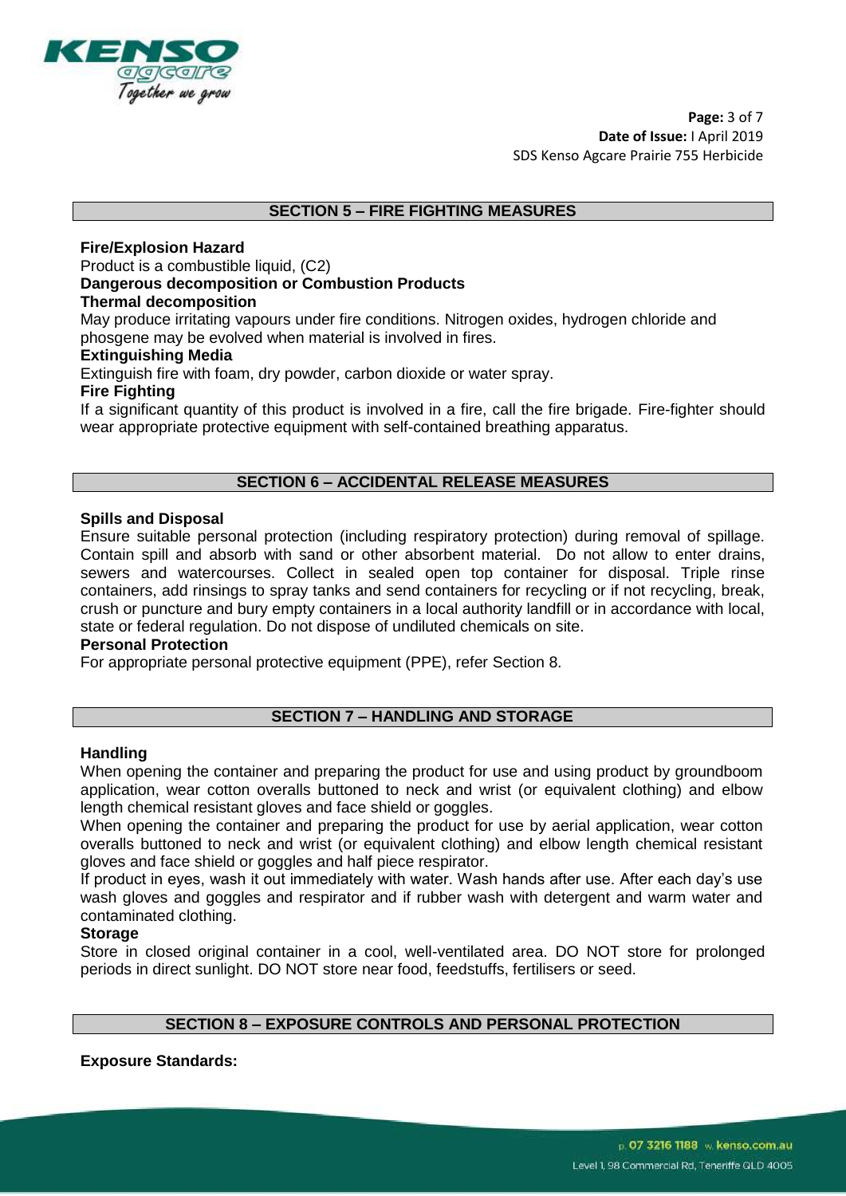## SECTION 5 – FIRE FIGHTING MEASURES

**Fire/Explosion Hazard**
Product is a combustible liquid, (C2)
**Dangerous decomposition or Combustion Products**
**Thermal decomposition**
May produce irritating vapours under fire conditions. Nitrogen oxides, hydrogen chloride and phosgene may be evolved when material is involved in fires.
**Extinguishing Media**
Extinguish fire with foam, dry powder, carbon dioxide or water spray.
**Fire Fighting**
If a significant quantity of this product is involved in a fire, call the fire brigade. Fire-fighter should wear appropriate protective equipment with self-contained breathing apparatus.

## SECTION 6 – ACCIDENTAL RELEASE MEASURES

**Spills and Disposal**
Ensure suitable personal protection (including respiratory protection) during removal of spillage. Contain spill and absorb with sand or other absorbent material. Do not allow to enter drains, sewers and watercourses. Collect in sealed open top container for disposal. Triple rinse containers, add rinsings to spray tanks and send containers for recycling or if not recycling, break, crush or puncture and bury empty containers in a local authority landfill or in accordance with local, state or federal regulation. Do not dispose of undiluted chemicals on site.
**Personal Protection**
For appropriate personal protective equipment (PPE), refer Section 8.

## SECTION 7 – HANDLING AND STORAGE

**Handling**
When opening the container and preparing the product for use and using product by groundboom application, wear cotton overalls buttoned to neck and wrist (or equivalent clothing) and elbow length chemical resistant gloves and face shield or goggles.
When opening the container and preparing the product for use by aerial application, wear cotton overalls buttoned to neck and wrist (or equivalent clothing) and elbow length chemical resistant gloves and face shield or goggles and half piece respirator.
If product in eyes, wash it out immediately with water. Wash hands after use. After each day's use wash gloves and goggles and respirator and if rubber wash with detergent and warm water and contaminated clothing.
**Storage**
Store in closed original container in a cool, well-ventilated area. DO NOT store for prolonged periods in direct sunlight. DO NOT store near food, feedstuffs, fertilisers or seed.

## SECTION 8 – EXPOSURE CONTROLS AND PERSONAL PROTECTION

**Exposure Standards:**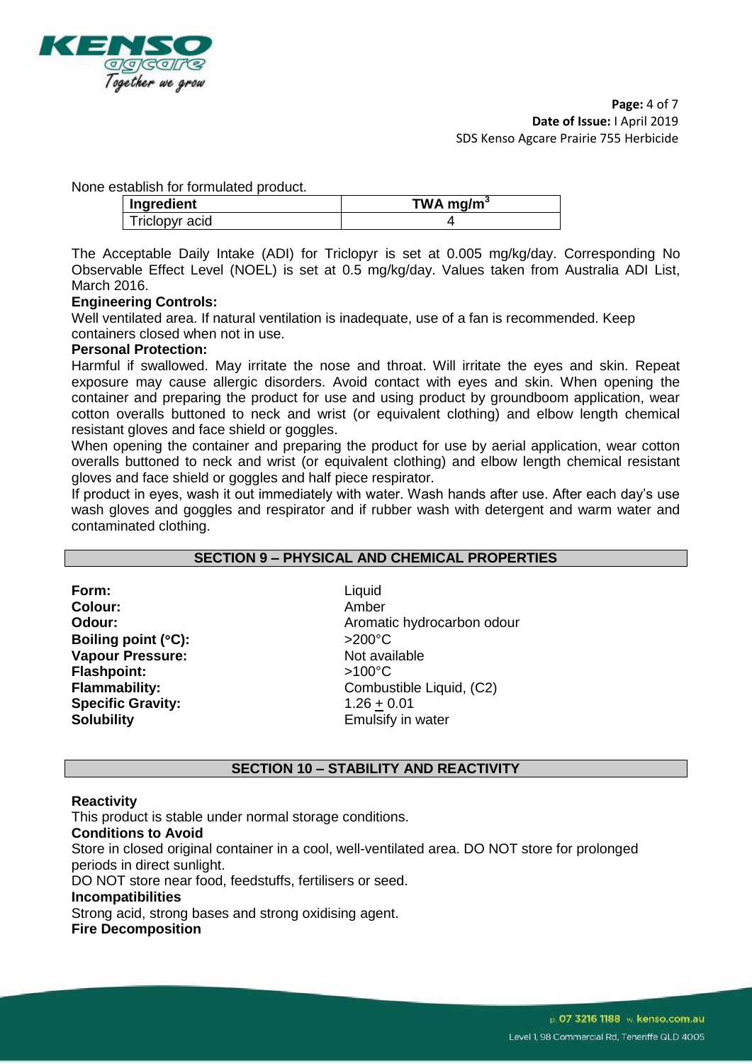None establish for formulated product.

| Ingredient | TWA mg/m$^3$ |
|---|---|
| Triclopyr acid | 4 |

The Acceptable Daily Intake (ADI) for Triclopyr is set at 0.005 mg/kg/day. Corresponding No Observable Effect Level (NOEL) is set at 0.5 mg/kg/day. Values taken from Australia ADI List, March 2016.

**Engineering Controls:**

Well ventilated area. If natural ventilation is inadequate, use of a fan is recommended. Keep containers closed when not in use.

**Personal Protection:**

Harmful if swallowed. May irritate the nose and throat. Will irritate the eyes and skin. Repeat exposure may cause allergic disorders. Avoid contact with eyes and skin. When opening the container and preparing the product for use and using product by groundboom application, wear cotton overalls buttoned to neck and wrist (or equivalent clothing) and elbow length chemical resistant gloves and face shield or goggles.

When opening the container and preparing the product for use by aerial application, wear cotton overalls buttoned to neck and wrist (or equivalent clothing) and elbow length chemical resistant gloves and face shield or goggles and half piece respirator.

If product in eyes, wash it out immediately with water. Wash hands after use. After each day's use wash gloves and goggles and respirator and if rubber wash with detergent and warm water and contaminated clothing.

## SECTION 9 – PHYSICAL AND CHEMICAL PROPERTIES

**Form:** Liquid
**Colour:** Amber
**Odour:** Aromatic hydrocarbon odour
**Boiling point (°C):** >200°C
**Vapour Pressure:** Not available
**Flashpoint:** >100°C
**Flammability:** Combustible Liquid, (C2)
**Specific Gravity:** 1.26 ± 0.01
**Solubility** Emulsify in water

## SECTION 10 – STABILITY AND REACTIVITY

**Reactivity**

This product is stable under normal storage conditions.

**Conditions to Avoid**

Store in closed original container in a cool, well-ventilated area. DO NOT store for prolonged periods in direct sunlight.

DO NOT store near food, feedstuffs, fertilisers or seed.

**Incompatibilities**

Strong acid, strong bases and strong oxidising agent.

**Fire Decomposition**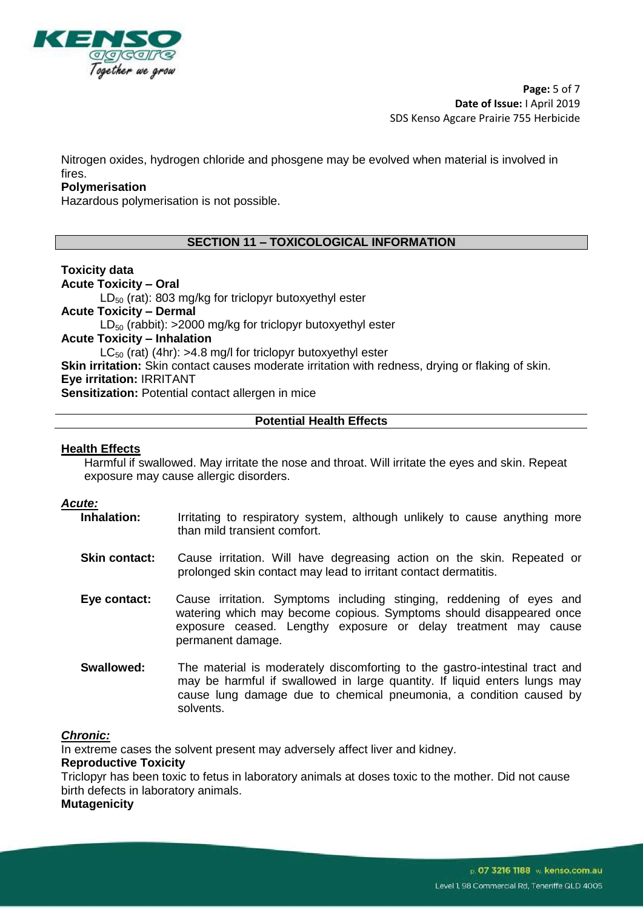Nitrogen oxides, hydrogen chloride and phosgene may be evolved when material is involved in fires.

**Polymerisation**

Hazardous polymerisation is not possible.

## SECTION 11 – TOXICOLOGICAL INFORMATION

**Toxicity data**

**Acute Toxicity – Oral**

$LD_{50}$ (rat): 803 mg/kg for triclopyr butoxyethyl ester

**Acute Toxicity – Dermal**

$LD_{50}$ (rabbit): >2000 mg/kg for triclopyr butoxyethyl ester

**Acute Toxicity – Inhalation**

$LC_{50}$ (rat) (4hr): >4.8 mg/l for triclopyr butoxyethyl ester

**Skin irritation:** Skin contact causes moderate irritation with redness, drying or flaking of skin.

**Eye irritation:** IRRITANT

**Sensitization:** Potential contact allergen in mice

### Potential Health Effects

**Health Effects**

Harmful if swallowed. May irritate the nose and throat. Will irritate the eyes and skin. Repeat exposure may cause allergic disorders.

***Acute:***

**Inhalation:** Irritating to respiratory system, although unlikely to cause anything more than mild transient comfort.

**Skin contact:** Cause irritation. Will have degreasing action on the skin. Repeated or prolonged skin contact may lead to irritant contact dermatitis.

**Eye contact:** Cause irritation. Symptoms including stinging, reddening of eyes and watering which may become copious. Symptoms should disappeared once exposure ceased. Lengthy exposure or delay treatment may cause permanent damage.

**Swallowed:** The material is moderately discomforting to the gastro-intestinal tract and may be harmful if swallowed in large quantity. If liquid enters lungs may cause lung damage due to chemical pneumonia, a condition caused by solvents.

***Chronic:***

In extreme cases the solvent present may adversely affect liver and kidney.

**Reproductive Toxicity**

Triclopyr has been toxic to fetus in laboratory animals at doses toxic to the mother. Did not cause birth defects in laboratory animals.

**Mutagenicity**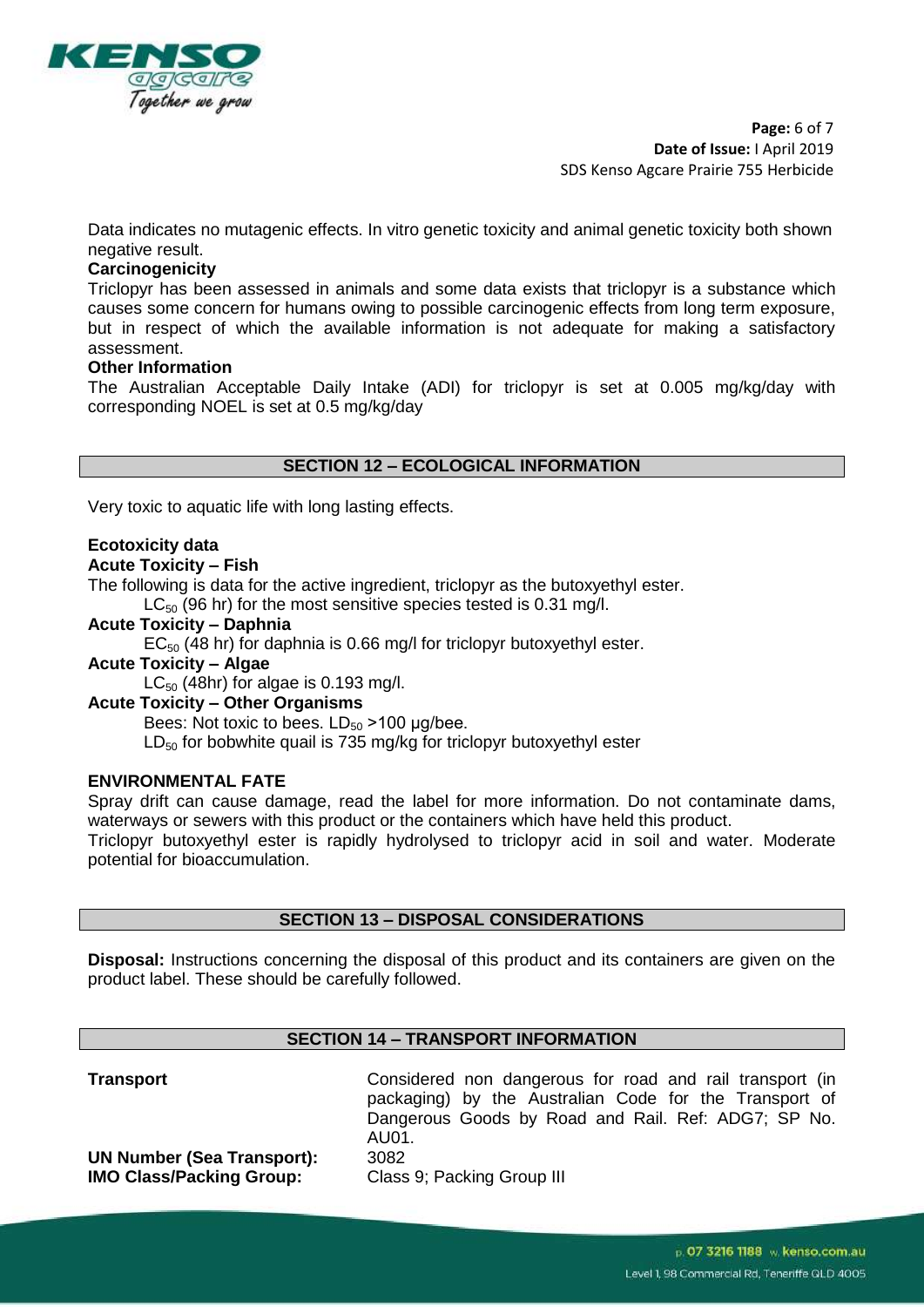Data indicates no mutagenic effects. In vitro genetic toxicity and animal genetic toxicity both shown negative result.

**Carcinogenicity**

Triclopyr has been assessed in animals and some data exists that triclopyr is a substance which causes some concern for humans owing to possible carcinogenic effects from long term exposure, but in respect of which the available information is not adequate for making a satisfactory assessment.

**Other Information**

The Australian Acceptable Daily Intake (ADI) for triclopyr is set at 0.005 mg/kg/day with corresponding NOEL is set at 0.5 mg/kg/day

## SECTION 12 – ECOLOGICAL INFORMATION

Very toxic to aquatic life with long lasting effects.

**Ecotoxicity data**

**Acute Toxicity – Fish**

The following is data for the active ingredient, triclopyr as the butoxyethyl ester.

$LC_{50}$ (96 hr) for the most sensitive species tested is 0.31 mg/l.

**Acute Toxicity – Daphnia**

$EC_{50}$ (48 hr) for daphnia is 0.66 mg/l for triclopyr butoxyethyl ester.

**Acute Toxicity – Algae**

$LC_{50}$ (48hr) for algae is 0.193 mg/l.

**Acute Toxicity – Other Organisms**

Bees: Not toxic to bees. $LD_{50}$ >100 µg/bee.

$LD_{50}$ for bobwhite quail is 735 mg/kg for triclopyr butoxyethyl ester

**ENVIRONMENTAL FATE**

Spray drift can cause damage, read the label for more information. Do not contaminate dams, waterways or sewers with this product or the containers which have held this product.

Triclopyr butoxyethyl ester is rapidly hydrolysed to triclopyr acid in soil and water. Moderate potential for bioaccumulation.

## SECTION 13 – DISPOSAL CONSIDERATIONS

**Disposal:** Instructions concerning the disposal of this product and its containers are given on the product label. These should be carefully followed.

## SECTION 14 – TRANSPORT INFORMATION

| | |
|---|---|
| **Transport** | Considered non dangerous for road and rail transport (in packaging) by the Australian Code for the Transport of Dangerous Goods by Road and Rail. Ref: ADG7; SP No. AU01. |
| **UN Number (Sea Transport):** | 3082 |
| **IMO Class/Packing Group:** | Class 9; Packing Group III |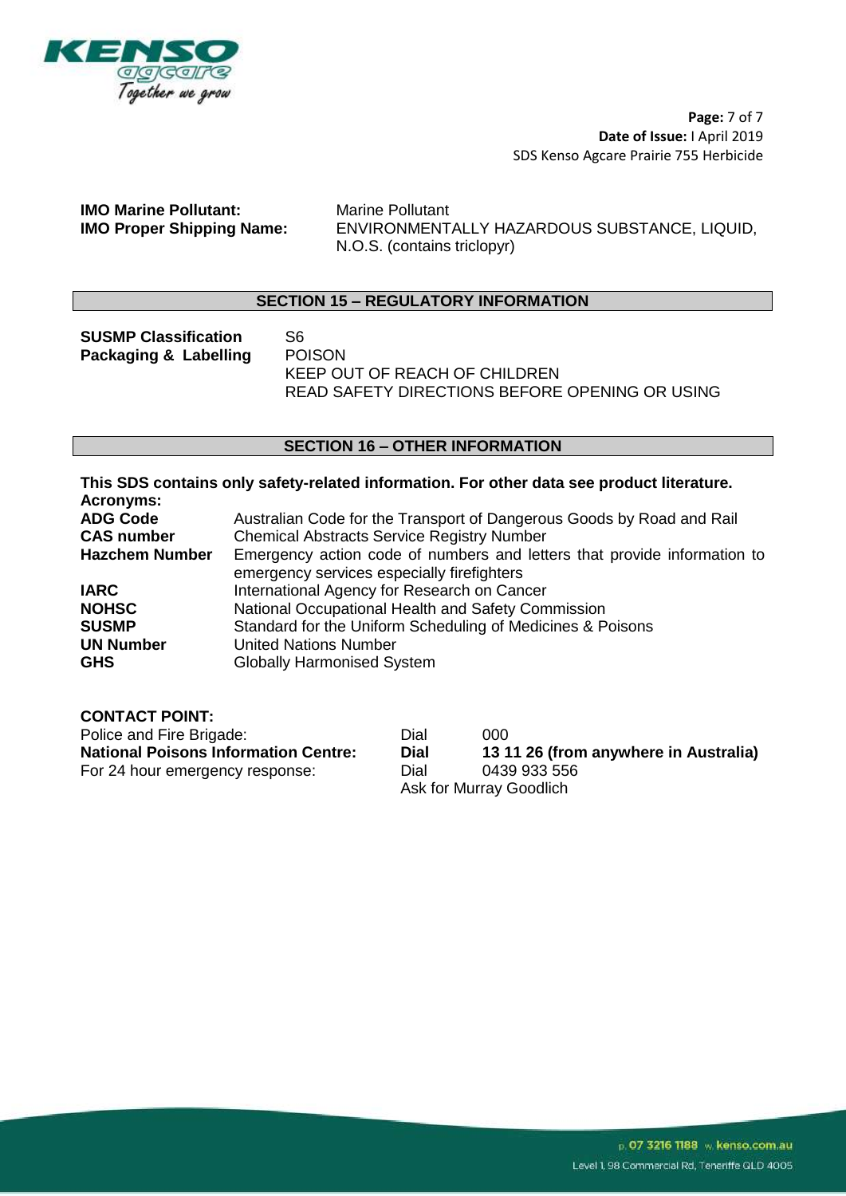**IMO Marine Pollutant:** Marine Pollutant

**IMO Proper Shipping Name:** ENVIRONMENTALLY HAZARDOUS SUBSTANCE, LIQUID, N.O.S. (contains triclopyr)

## SECTION 15 – REGULATORY INFORMATION

| | |
|---|---|
| **SUSMP Classification** | S6 |
| **Packaging & Labelling** | POISON<br>KEEP OUT OF REACH OF CHILDREN<br>READ SAFETY DIRECTIONS BEFORE OPENING OR USING |

## SECTION 16 – OTHER INFORMATION

**This SDS contains only safety-related information. For other data see product literature.**

**Acronyms:**

| | |
|---|---|
| **ADG Code** | Australian Code for the Transport of Dangerous Goods by Road and Rail |
| **CAS number** | Chemical Abstracts Service Registry Number |
| **Hazchem Number** | Emergency action code of numbers and letters that provide information to emergency services especially firefighters |
| **IARC** | International Agency for Research on Cancer |
| **NOHSC** | National Occupational Health and Safety Commission |
| **SUSMP** | Standard for the Uniform Scheduling of Medicines & Poisons |
| **UN Number** | United Nations Number |
| **GHS** | Globally Harmonised System |

**CONTACT POINT:**

| | | |
|---|---|---|
| Police and Fire Brigade: | Dial | 000 |
| **National Poisons Information Centre:** | **Dial** | **13 11 26 (from anywhere in Australia)** |
| For 24 hour emergency response: | Dial | 0439 933 556<br>Ask for Murray Goodlich |